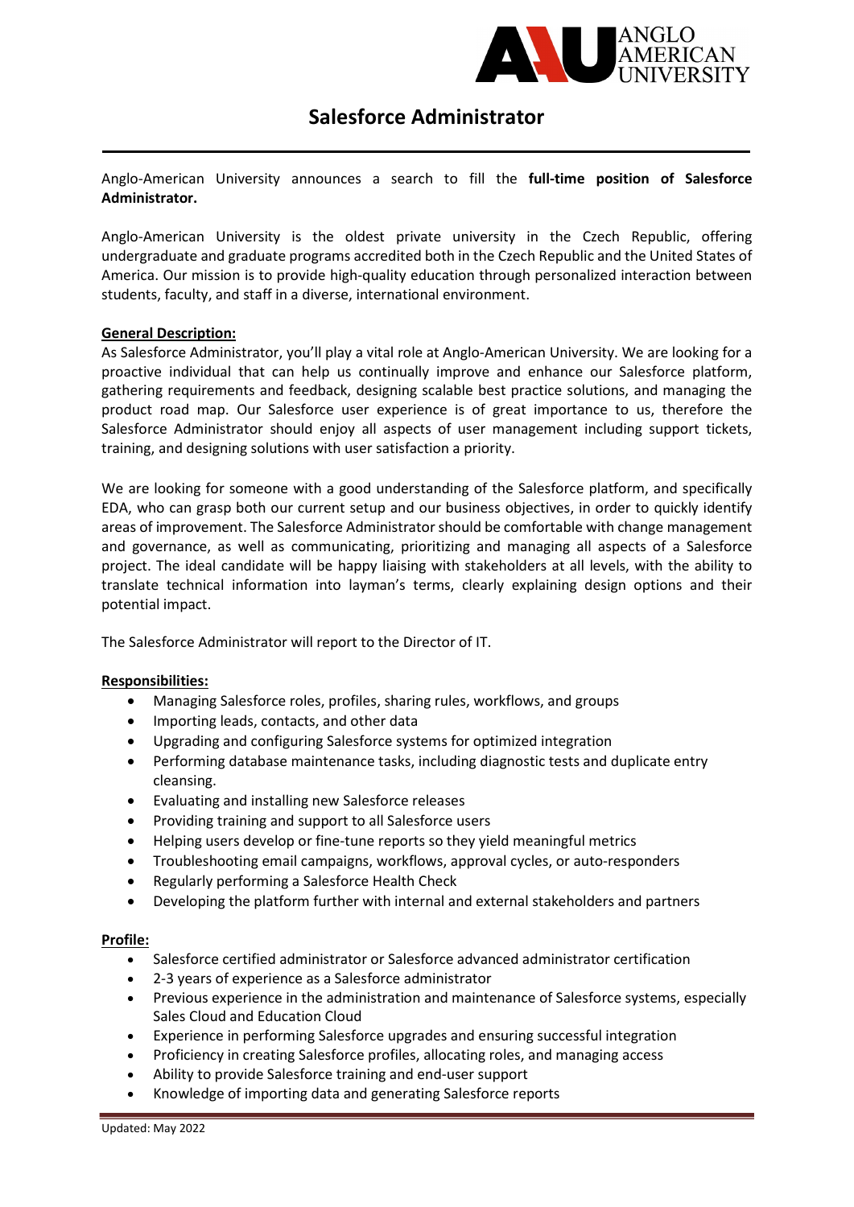# Salesforce Administrator

Anglo-American University announces a search to fill the **full-time position of Salesforce Administrator.**

Anglo-American University is the oldest private university in the Czech Republic, offering undergraduate and graduate programs accredited both in the Czech Republic and the United States of America. Our mission is to provide high-quality education through personalized interaction between students, faculty, and staff in a diverse, international environment.

## General Description:

As Salesforce Administrator, you'll play a vital role at Anglo-American University. We are looking for a proactive individual that can help us continually improve and enhance our Salesforce platform, gathering requirements and feedback, designing scalable best practice solutions, and managing the product road map. Our Salesforce user experience is of great importance to us, therefore the Salesforce Administrator should enjoy all aspects of user management including support tickets, training, and designing solutions with user satisfaction a priority.

We are looking for someone with a good understanding of the Salesforce platform, and specifically EDA, who can grasp both our current setup and our business objectives, in order to quickly identify areas of improvement. The Salesforce Administrator should be comfortable with change management and governance, as well as communicating, prioritizing and managing all aspects of a Salesforce project. The ideal candidate will be happy liaising with stakeholders at all levels, with the ability to translate technical information into layman's terms, clearly explaining design options and their potential impact.

The Salesforce Administrator will report to the Director of IT.

## Responsibilities:

- Managing Salesforce roles, profiles, sharing rules, workflows, and groups
- Importing leads, contacts, and other data
- Upgrading and configuring Salesforce systems for optimized integration
- Performing database maintenance tasks, including diagnostic tests and duplicate entry cleansing.
- Evaluating and installing new Salesforce releases
- Providing training and support to all Salesforce users
- Helping users develop or fine-tune reports so they yield meaningful metrics
- Troubleshooting email campaigns, workflows, approval cycles, or auto-responders
- Regularly performing a Salesforce Health Check
- Developing the platform further with internal and external stakeholders and partners

## Profile:

- Salesforce certified administrator or Salesforce advanced administrator certification
- 2-3 years of experience as a Salesforce administrator
- Previous experience in the administration and maintenance of Salesforce systems, especially Sales Cloud and Education Cloud
- Experience in performing Salesforce upgrades and ensuring successful integration
- Proficiency in creating Salesforce profiles, allocating roles, and managing access
- Ability to provide Salesforce training and end-user support
- Knowledge of importing data and generating Salesforce reports

Updated: May 2022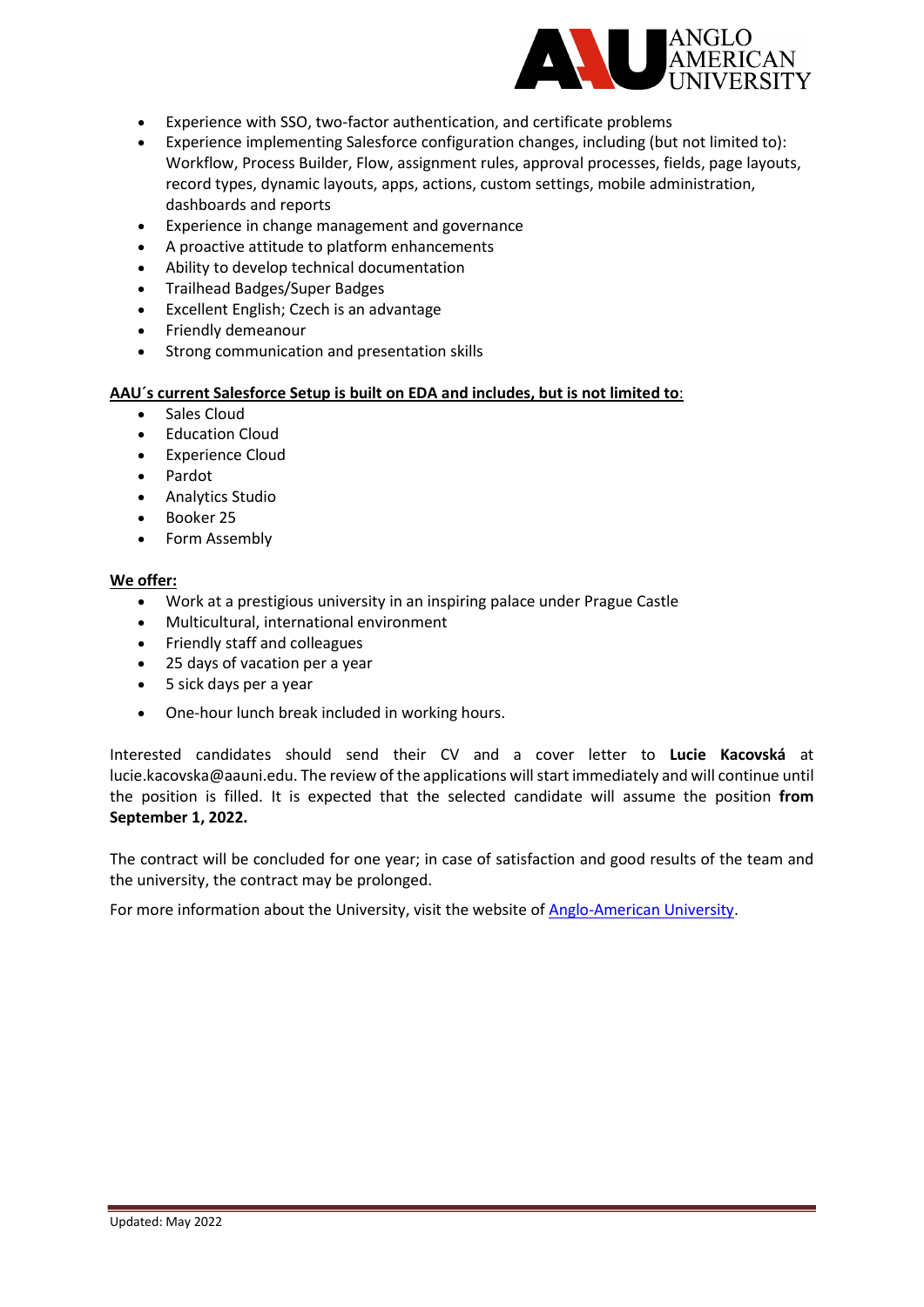- Experience with SSO, two-factor authentication, and certificate problems
- Experience implementing Salesforce configuration changes, including (but not limited to): Workflow, Process Builder, Flow, assignment rules, approval processes, fields, page layouts, record types, dynamic layouts, apps, actions, custom settings, mobile administration, dashboards and reports
- Experience in change management and governance
- A proactive attitude to platform enhancements
- Ability to develop technical documentation
- Trailhead Badges/Super Badges
- Excellent English; Czech is an advantage
- Friendly demeanour
- Strong communication and presentation skills

**AAU´s current Salesforce Setup is built on EDA and includes, but is not limited to:**

- Sales Cloud
- Education Cloud
- Experience Cloud
- Pardot
- Analytics Studio
- Booker 25
- Form Assembly

**We offer:**

- Work at a prestigious university in an inspiring palace under Prague Castle
- Multicultural, international environment
- Friendly staff and colleagues
- 25 days of vacation per a year
- 5 sick days per a year
- One-hour lunch break included in working hours.

Interested candidates should send their CV and a cover letter to **Lucie Kacovská** at lucie.kacovska@aauni.edu. The review of the applications will start immediately and will continue until the position is filled. It is expected that the selected candidate will assume the position **from September 1, 2022.**

The contract will be concluded for one year; in case of satisfaction and good results of the team and the university, the contract may be prolonged.

For more information about the University, visit the website of Anglo-American University.

Updated: May 2022